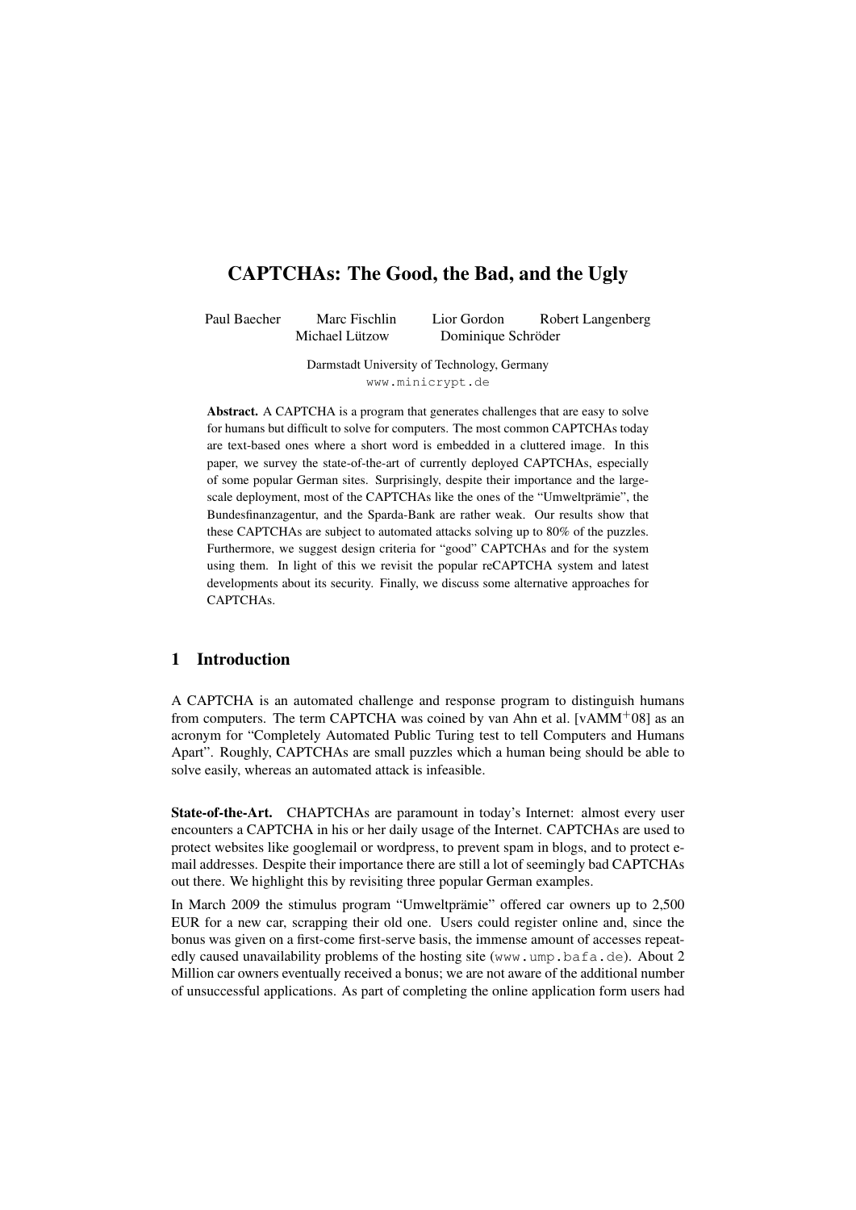# CAPTCHAs: The Good, the Bad, and the Ugly

Paul Baecher  Marc Fischlin  Lior Gordon  Robert Langenberg
Michael Lützow  Dominique Schröder

Darmstadt University of Technology, Germany
www.minicrypt.de

**Abstract.** A CAPTCHA is a program that generates challenges that are easy to solve for humans but difficult to solve for computers. The most common CAPTCHAs today are text-based ones where a short word is embedded in a cluttered image. In this paper, we survey the state-of-the-art of currently deployed CAPTCHAs, especially of some popular German sites. Surprisingly, despite their importance and the large-scale deployment, most of the CAPTCHAs like the ones of the "Umweltprämie", the Bundesfinanzagentur, and the Sparda-Bank are rather weak. Our results show that these CAPTCHAs are subject to automated attacks solving up to 80% of the puzzles. Furthermore, we suggest design criteria for "good" CAPTCHAs and for the system using them. In light of this we revisit the popular reCAPTCHA system and latest developments about its security. Finally, we discuss some alternative approaches for CAPTCHAs.

## 1 Introduction

A CAPTCHA is an automated challenge and response program to distinguish humans from computers. The term CAPTCHA was coined by van Ahn et al. [vAMM+08] as an acronym for "Completely Automated Public Turing test to tell Computers and Humans Apart". Roughly, CAPTCHAs are small puzzles which a human being should be able to solve easily, whereas an automated attack is infeasible.

**State-of-the-Art.** CHAPTCHAs are paramount in today's Internet: almost every user encounters a CAPTCHA in his or her daily usage of the Internet. CAPTCHAs are used to protect websites like googlemail or wordpress, to prevent spam in blogs, and to protect e-mail addresses. Despite their importance there are still a lot of seemingly bad CAPTCHAs out there. We highlight this by revisiting three popular German examples.

In March 2009 the stimulus program "Umweltprämie" offered car owners up to 2,500 EUR for a new car, scrapping their old one. Users could register online and, since the bonus was given on a first-come first-serve basis, the immense amount of accesses repeatedly caused unavailability problems of the hosting site (www.ump.bafa.de). About 2 Million car owners eventually received a bonus; we are not aware of the additional number of unsuccessful applications. As part of completing the online application form users had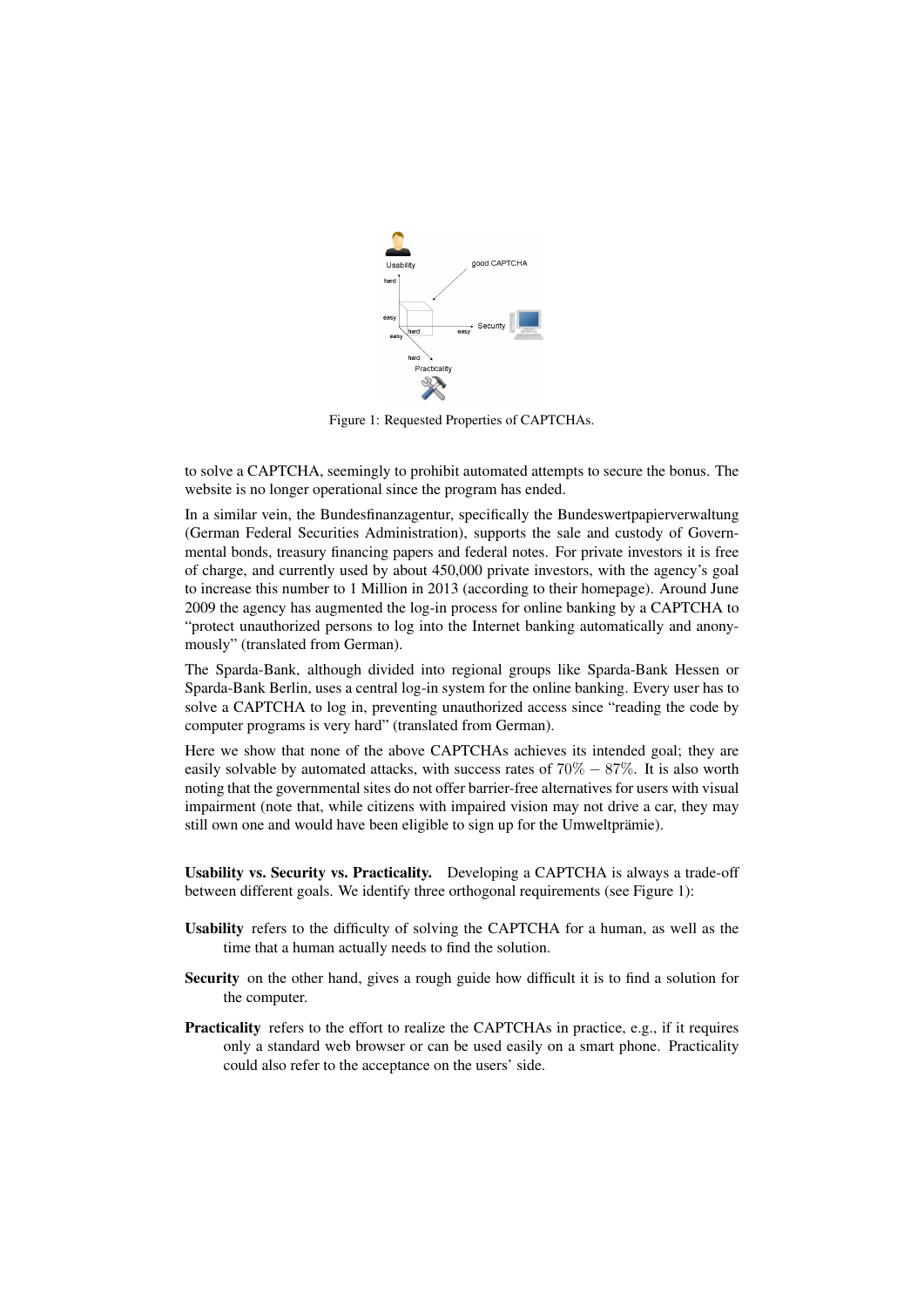Figure 1: Requested Properties of CAPTCHAs.

to solve a CAPTCHA, seemingly to prohibit automated attempts to secure the bonus. The website is no longer operational since the program has ended.

In a similar vein, the Bundesfinanzagentur, specifically the Bundeswertpapierverwaltung (German Federal Securities Administration), supports the sale and custody of Governmental bonds, treasury financing papers and federal notes. For private investors it is free of charge, and currently used by about 450,000 private investors, with the agency's goal to increase this number to 1 Million in 2013 (according to their homepage). Around June 2009 the agency has augmented the log-in process for online banking by a CAPTCHA to "protect unauthorized persons to log into the Internet banking automatically and anonymously" (translated from German).

The Sparda-Bank, although divided into regional groups like Sparda-Bank Hessen or Sparda-Bank Berlin, uses a central log-in system for the online banking. Every user has to solve a CAPTCHA to log in, preventing unauthorized access since "reading the code by computer programs is very hard" (translated from German).

Here we show that none of the above CAPTCHAs achieves its intended goal; they are easily solvable by automated attacks, with success rates of $70\% - 87\%$. It is also worth noting that the governmental sites do not offer barrier-free alternatives for users with visual impairment (note that, while citizens with impaired vision may not drive a car, they may still own one and would have been eligible to sign up for the Umweltprämie).

**Usability vs. Security vs. Practicality.** Developing a CAPTCHA is always a trade-off between different goals. We identify three orthogonal requirements (see Figure 1):

**Usability** refers to the difficulty of solving the CAPTCHA for a human, as well as the time that a human actually needs to find the solution.

**Security** on the other hand, gives a rough guide how difficult it is to find a solution for the computer.

**Practicality** refers to the effort to realize the CAPTCHAs in practice, e.g., if it requires only a standard web browser or can be used easily on a smart phone. Practicality could also refer to the acceptance on the users' side.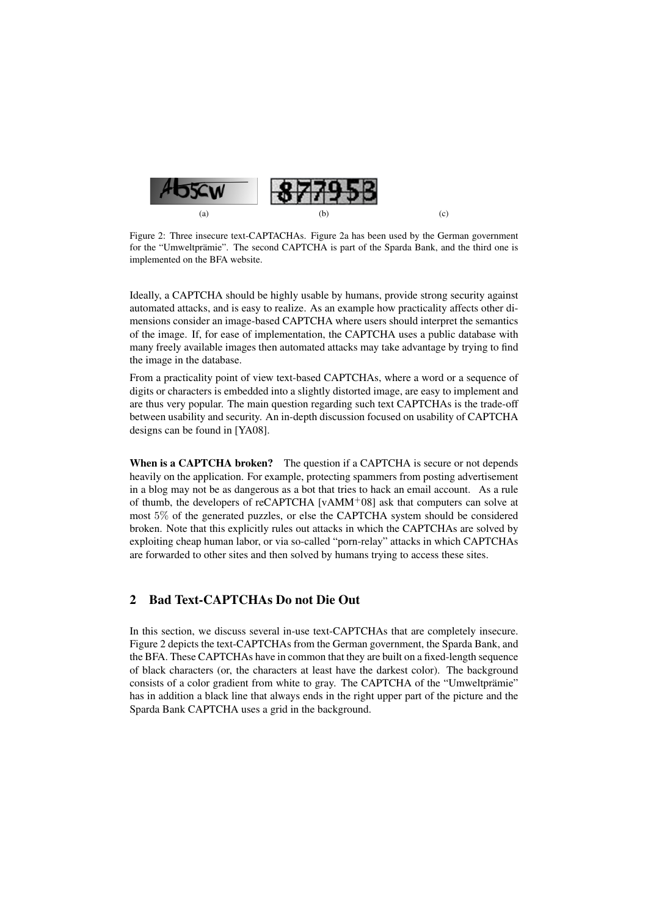(a) (b) (c)

Figure 2: Three insecure text-CAPTACHAs. Figure 2a has been used by the German government for the "Umweltprämie". The second CAPTCHA is part of the Sparda Bank, and the third one is implemented on the BFA website.

Ideally, a CAPTCHA should be highly usable by humans, provide strong security against automated attacks, and is easy to realize. As an example how practicality affects other dimensions consider an image-based CAPTCHA where users should interpret the semantics of the image. If, for ease of implementation, the CAPTCHA uses a public database with many freely available images then automated attacks may take advantage by trying to find the image in the database.

From a practicality point of view text-based CAPTCHAs, where a word or a sequence of digits or characters is embedded into a slightly distorted image, are easy to implement and are thus very popular. The main question regarding such text CAPTCHAs is the trade-off between usability and security. An in-depth discussion focused on usability of CAPTCHA designs can be found in [YA08].

**When is a CAPTCHA broken?** The question if a CAPTCHA is secure or not depends heavily on the application. For example, protecting spammers from posting advertisement in a blog may not be as dangerous as a bot that tries to hack an email account. As a rule of thumb, the developers of reCAPTCHA [vAMM+08] ask that computers can solve at most $5\%$ of the generated puzzles, or else the CAPTCHA system should be considered broken. Note that this explicitly rules out attacks in which the CAPTCHAs are solved by exploiting cheap human labor, or via so-called "porn-relay" attacks in which CAPTCHAs are forwarded to other sites and then solved by humans trying to access these sites.

## 2 Bad Text-CAPTCHAs Do not Die Out

In this section, we discuss several in-use text-CAPTCHAs that are completely insecure. Figure 2 depicts the text-CAPTCHAs from the German government, the Sparda Bank, and the BFA. These CAPTCHAs have in common that they are built on a fixed-length sequence of black characters (or, the characters at least have the darkest color). The background consists of a color gradient from white to gray. The CAPTCHA of the "Umweltprämie" has in addition a black line that always ends in the right upper part of the picture and the Sparda Bank CAPTCHA uses a grid in the background.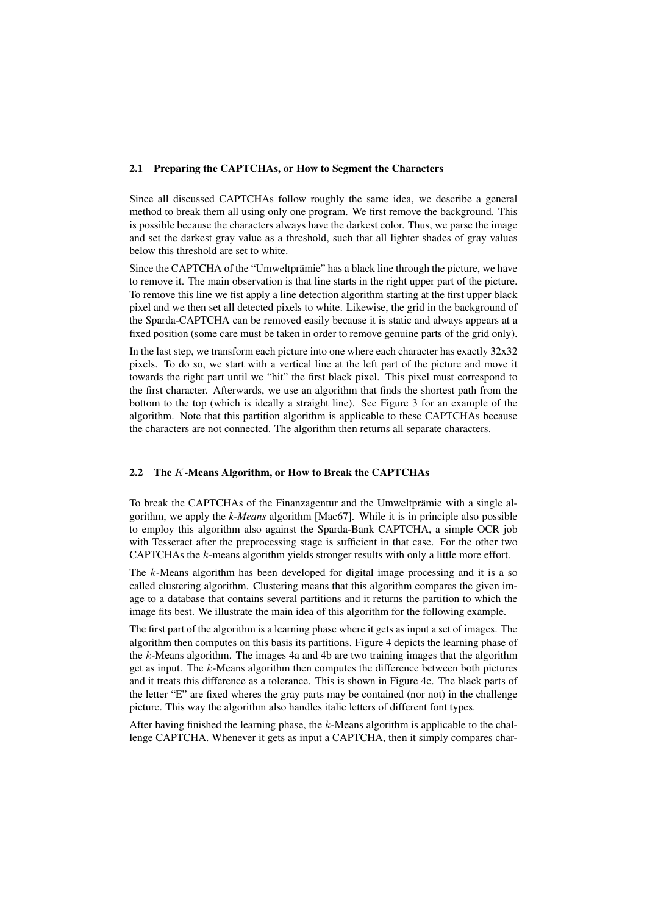### 2.1 Preparing the CAPTCHAs, or How to Segment the Characters

Since all discussed CAPTCHAs follow roughly the same idea, we describe a general method to break them all using only one program. We first remove the background. This is possible because the characters always have the darkest color. Thus, we parse the image and set the darkest gray value as a threshold, such that all lighter shades of gray values below this threshold are set to white.

Since the CAPTCHA of the "Umweltprämie" has a black line through the picture, we have to remove it. The main observation is that line starts in the right upper part of the picture. To remove this line we fist apply a line detection algorithm starting at the first upper black pixel and we then set all detected pixels to white. Likewise, the grid in the background of the Sparda-CAPTCHA can be removed easily because it is static and always appears at a fixed position (some care must be taken in order to remove genuine parts of the grid only).

In the last step, we transform each picture into one where each character has exactly 32x32 pixels. To do so, we start with a vertical line at the left part of the picture and move it towards the right part until we "hit" the first black pixel. This pixel must correspond to the first character. Afterwards, we use an algorithm that finds the shortest path from the bottom to the top (which is ideally a straight line). See Figure 3 for an example of the algorithm. Note that this partition algorithm is applicable to these CAPTCHAs because the characters are not connected. The algorithm then returns all separate characters.

### 2.2 The $K$-Means Algorithm, or How to Break the CAPTCHAs

To break the CAPTCHAs of the Finanzagentur and the Umweltprämie with a single algorithm, we apply the *k-Means* algorithm [Mac67]. While it is in principle also possible to employ this algorithm also against the Sparda-Bank CAPTCHA, a simple OCR job with Tesseract after the preprocessing stage is sufficient in that case. For the other two CAPTCHAs the $k$-means algorithm yields stronger results with only a little more effort.

The $k$-Means algorithm has been developed for digital image processing and it is a so called clustering algorithm. Clustering means that this algorithm compares the given image to a database that contains several partitions and it returns the partition to which the image fits best. We illustrate the main idea of this algorithm for the following example.

The first part of the algorithm is a learning phase where it gets as input a set of images. The algorithm then computes on this basis its partitions. Figure 4 depicts the learning phase of the $k$-Means algorithm. The images 4a and 4b are two training images that the algorithm get as input. The $k$-Means algorithm then computes the difference between both pictures and it treats this difference as a tolerance. This is shown in Figure 4c. The black parts of the letter "E" are fixed wheres the gray parts may be contained (nor not) in the challenge picture. This way the algorithm also handles italic letters of different font types.

After having finished the learning phase, the $k$-Means algorithm is applicable to the challenge CAPTCHA. Whenever it gets as input a CAPTCHA, then it simply compares char-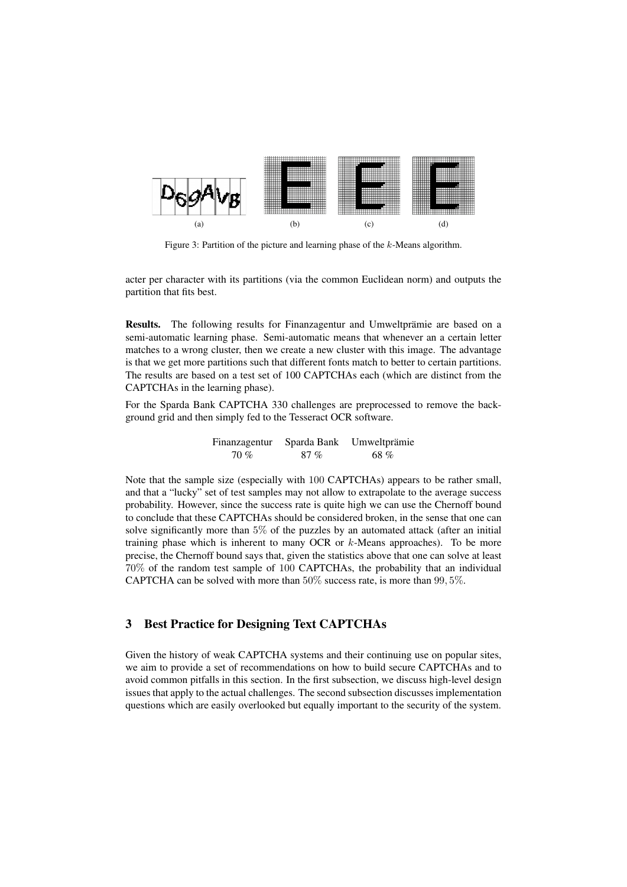(a) (b) (c) (d)

Figure 3: Partition of the picture and learning phase of the $k$-Means algorithm.

acter per character with its partitions (via the common Euclidean norm) and outputs the partition that fits best.

**Results.** The following results for Finanzagentur and Umweltprämie are based on a semi-automatic learning phase. Semi-automatic means that whenever an a certain letter matches to a wrong cluster, then we create a new cluster with this image. The advantage is that we get more partitions such that different fonts match to better to certain partitions. The results are based on a test set of 100 CAPTCHAs each (which are distinct from the CAPTCHAs in the learning phase).

For the Sparda Bank CAPTCHA 330 challenges are preprocessed to remove the background grid and then simply fed to the Tesseract OCR software.

| Finanzagentur | Sparda Bank | Umweltprämie |
|---|---|---|
| 70 % | 87 % | 68 % |

Note that the sample size (especially with 100 CAPTCHAs) appears to be rather small, and that a "lucky" set of test samples may not allow to extrapolate to the average success probability. However, since the success rate is quite high we can use the Chernoff bound to conclude that these CAPTCHAs should be considered broken, in the sense that one can solve significantly more than $5\%$ of the puzzles by an automated attack (after an initial training phase which is inherent to many OCR or $k$-Means approaches). To be more precise, the Chernoff bound says that, given the statistics above that one can solve at least $70\%$ of the random test sample of 100 CAPTCHAs, the probability that an individual CAPTCHA can be solved with more than $50\%$ success rate, is more than $99,5\%$.

## 3 Best Practice for Designing Text CAPTCHAs

Given the history of weak CAPTCHA systems and their continuing use on popular sites, we aim to provide a set of recommendations on how to build secure CAPTCHAs and to avoid common pitfalls in this section. In the first subsection, we discuss high-level design issues that apply to the actual challenges. The second subsection discusses implementation questions which are easily overlooked but equally important to the security of the system.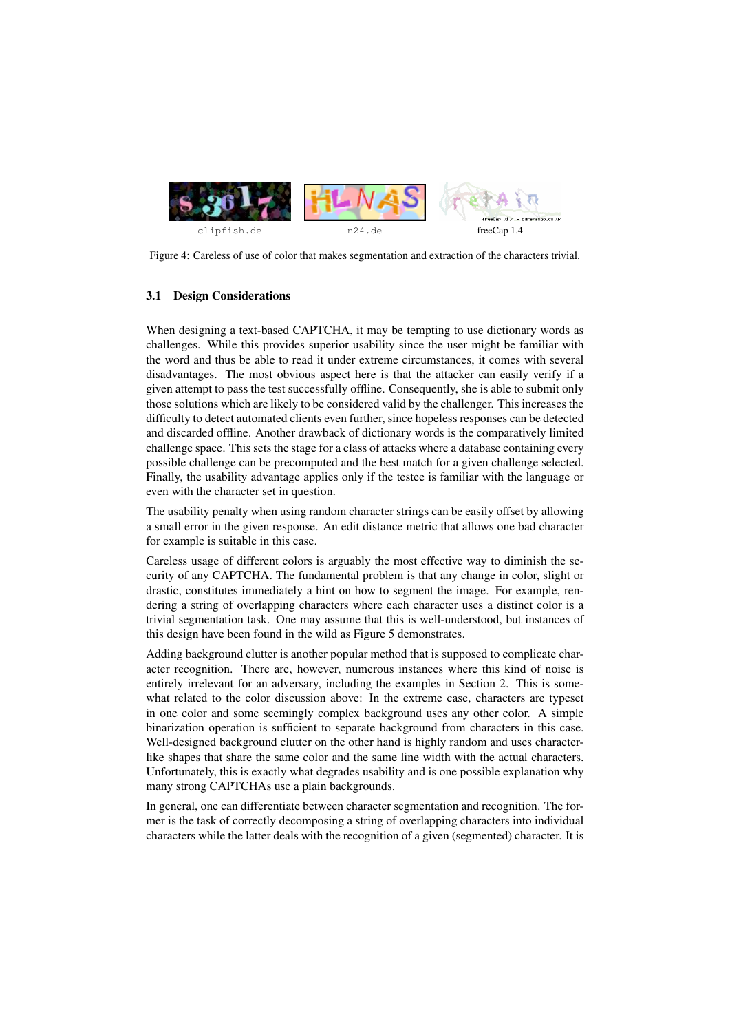clipfish.de n24.de freeCap 1.4

Figure 4: Careless of use of color that makes segmentation and extraction of the characters trivial.

### 3.1 Design Considerations

When designing a text-based CAPTCHA, it may be tempting to use dictionary words as challenges. While this provides superior usability since the user might be familiar with the word and thus be able to read it under extreme circumstances, it comes with several disadvantages. The most obvious aspect here is that the attacker can easily verify if a given attempt to pass the test successfully offline. Consequently, she is able to submit only those solutions which are likely to be considered valid by the challenger. This increases the difficulty to detect automated clients even further, since hopeless responses can be detected and discarded offline. Another drawback of dictionary words is the comparatively limited challenge space. This sets the stage for a class of attacks where a database containing every possible challenge can be precomputed and the best match for a given challenge selected. Finally, the usability advantage applies only if the testee is familiar with the language or even with the character set in question.

The usability penalty when using random character strings can be easily offset by allowing a small error in the given response. An edit distance metric that allows one bad character for example is suitable in this case.

Careless usage of different colors is arguably the most effective way to diminish the security of any CAPTCHA. The fundamental problem is that any change in color, slight or drastic, constitutes immediately a hint on how to segment the image. For example, rendering a string of overlapping characters where each character uses a distinct color is a trivial segmentation task. One may assume that this is well-understood, but instances of this design have been found in the wild as Figure 5 demonstrates.

Adding background clutter is another popular method that is supposed to complicate character recognition. There are, however, numerous instances where this kind of noise is entirely irrelevant for an adversary, including the examples in Section 2. This is somewhat related to the color discussion above: In the extreme case, characters are typeset in one color and some seemingly complex background uses any other color. A simple binarization operation is sufficient to separate background from characters in this case. Well-designed background clutter on the other hand is highly random and uses character-like shapes that share the same color and the same line width with the actual characters. Unfortunately, this is exactly what degrades usability and is one possible explanation why many strong CAPTCHAs use a plain backgrounds.

In general, one can differentiate between character segmentation and recognition. The former is the task of correctly decomposing a string of overlapping characters into individual characters while the latter deals with the recognition of a given (segmented) character. It is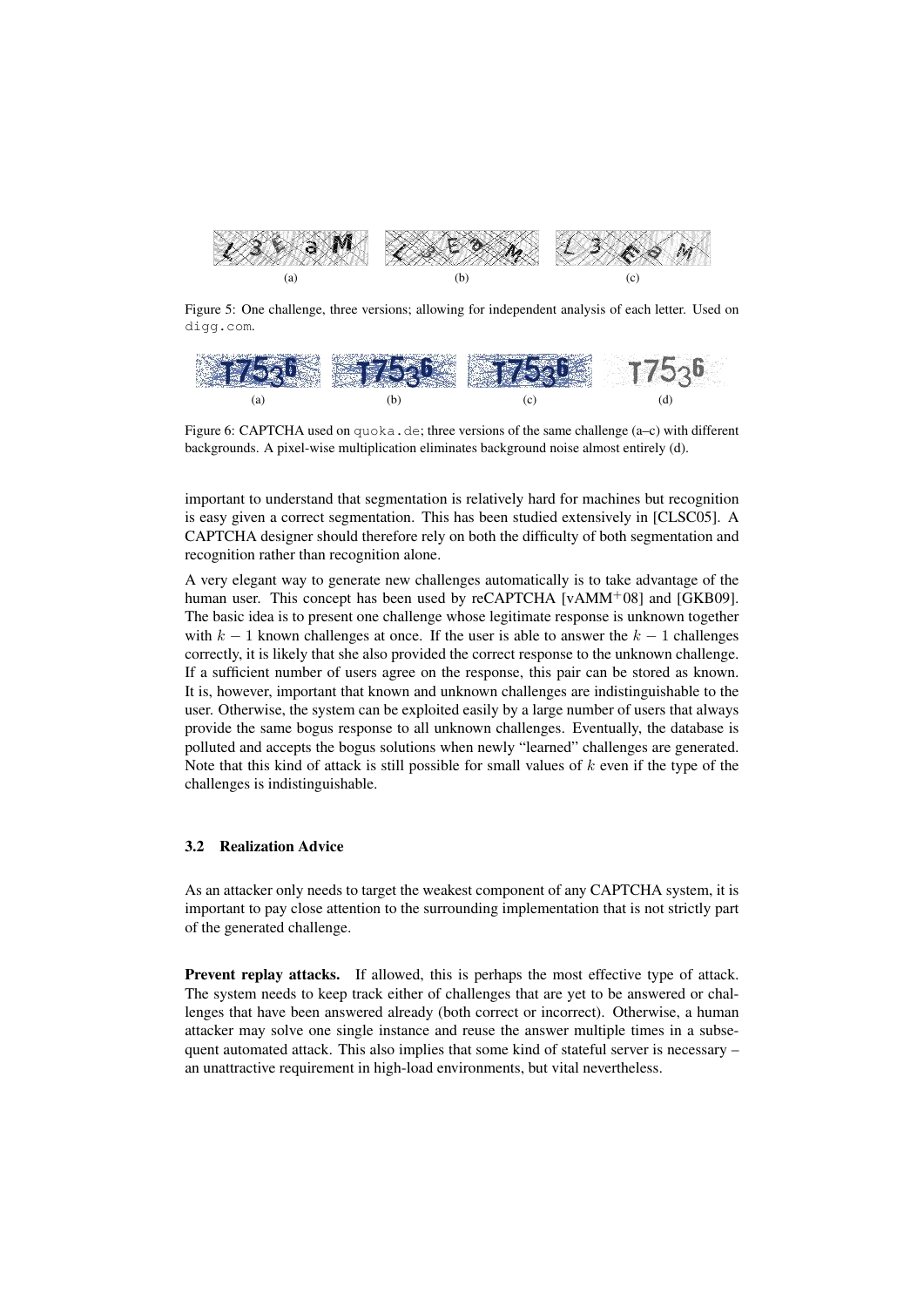Figure 5: One challenge, three versions; allowing for independent analysis of each letter. Used on digg.com.

Figure 6: CAPTCHA used on quoka.de; three versions of the same challenge (a–c) with different backgrounds. A pixel-wise multiplication eliminates background noise almost entirely (d).

important to understand that segmentation is relatively hard for machines but recognition is easy given a correct segmentation. This has been studied extensively in [CLSC05]. A CAPTCHA designer should therefore rely on both the difficulty of both segmentation and recognition rather than recognition alone.

A very elegant way to generate new challenges automatically is to take advantage of the human user. This concept has been used by reCAPTCHA [vAMM+08] and [GKB09]. The basic idea is to present one challenge whose legitimate response is unknown together with $k - 1$ known challenges at once. If the user is able to answer the $k - 1$ challenges correctly, it is likely that she also provided the correct response to the unknown challenge. If a sufficient number of users agree on the response, this pair can be stored as known. It is, however, important that known and unknown challenges are indistinguishable to the user. Otherwise, the system can be exploited easily by a large number of users that always provide the same bogus response to all unknown challenges. Eventually, the database is polluted and accepts the bogus solutions when newly "learned" challenges are generated. Note that this kind of attack is still possible for small values of $k$ even if the type of the challenges is indistinguishable.

### 3.2 Realization Advice

As an attacker only needs to target the weakest component of any CAPTCHA system, it is important to pay close attention to the surrounding implementation that is not strictly part of the generated challenge.

**Prevent replay attacks.** If allowed, this is perhaps the most effective type of attack. The system needs to keep track either of challenges that are yet to be answered or challenges that have been answered already (both correct or incorrect). Otherwise, a human attacker may solve one single instance and reuse the answer multiple times in a subsequent automated attack. This also implies that some kind of stateful server is necessary – an unattractive requirement in high-load environments, but vital nevertheless.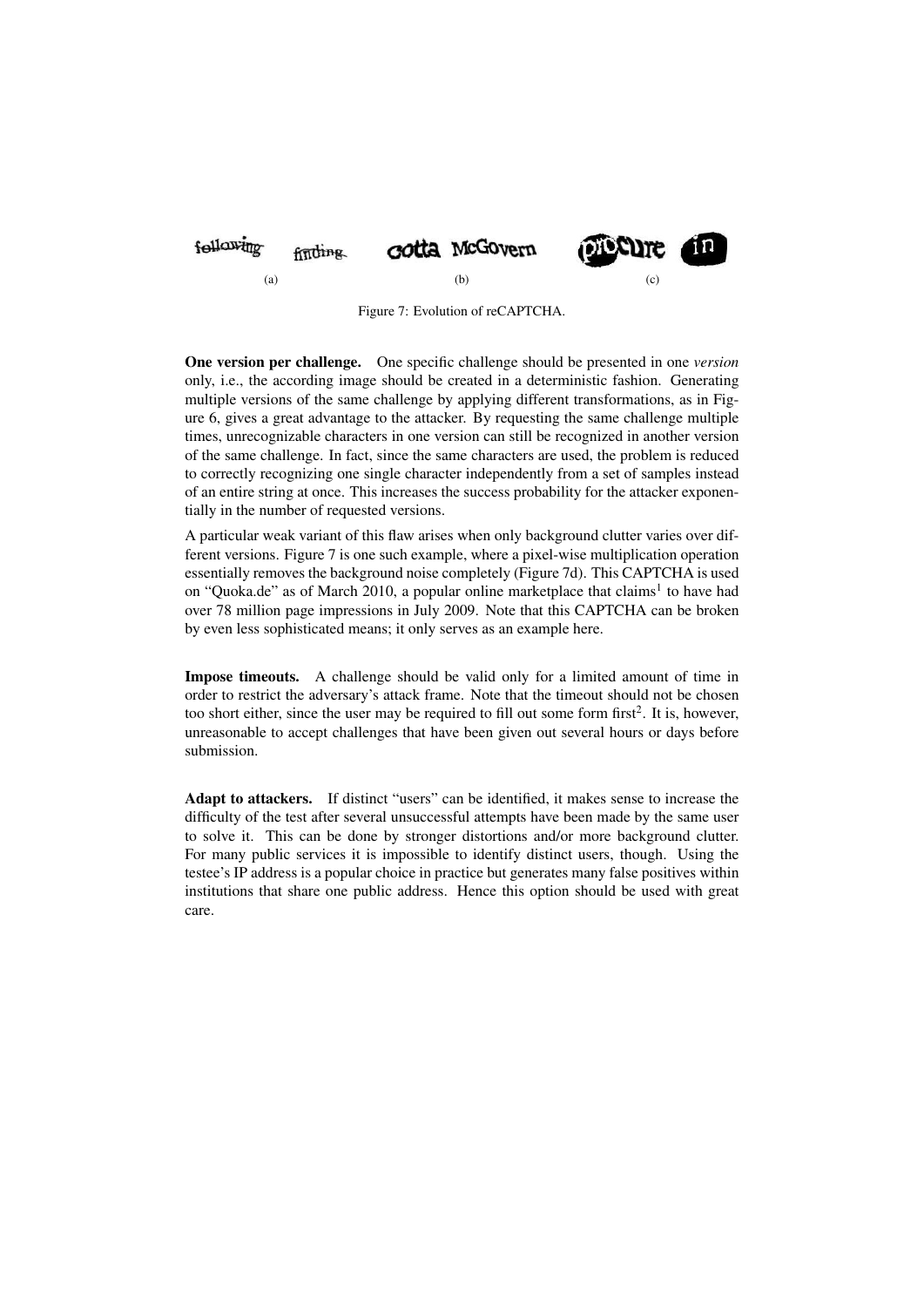(a) (b) (c)

Figure 7: Evolution of reCAPTCHA.

**One version per challenge.** One specific challenge should be presented in one *version* only, i.e., the according image should be created in a deterministic fashion. Generating multiple versions of the same challenge by applying different transformations, as in Figure 6, gives a great advantage to the attacker. By requesting the same challenge multiple times, unrecognizable characters in one version can still be recognized in another version of the same challenge. In fact, since the same characters are used, the problem is reduced to correctly recognizing one single character independently from a set of samples instead of an entire string at once. This increases the success probability for the attacker exponentially in the number of requested versions.

A particular weak variant of this flaw arises when only background clutter varies over different versions. Figure 7 is one such example, where a pixel-wise multiplication operation essentially removes the background noise completely (Figure 7d). This CAPTCHA is used on "Quoka.de" as of March 2010, a popular online marketplace that claims[1] to have had over 78 million page impressions in July 2009. Note that this CAPTCHA can be broken by even less sophisticated means; it only serves as an example here.

**Impose timeouts.** A challenge should be valid only for a limited amount of time in order to restrict the adversary's attack frame. Note that the timeout should not be chosen too short either, since the user may be required to fill out some form first[2]. It is, however, unreasonable to accept challenges that have been given out several hours or days before submission.

**Adapt to attackers.** If distinct "users" can be identified, it makes sense to increase the difficulty of the test after several unsuccessful attempts have been made by the same user to solve it. This can be done by stronger distortions and/or more background clutter. For many public services it is impossible to identify distinct users, though. Using the testee's IP address is a popular choice in practice but generates many false positives within institutions that share one public address. Hence this option should be used with great care.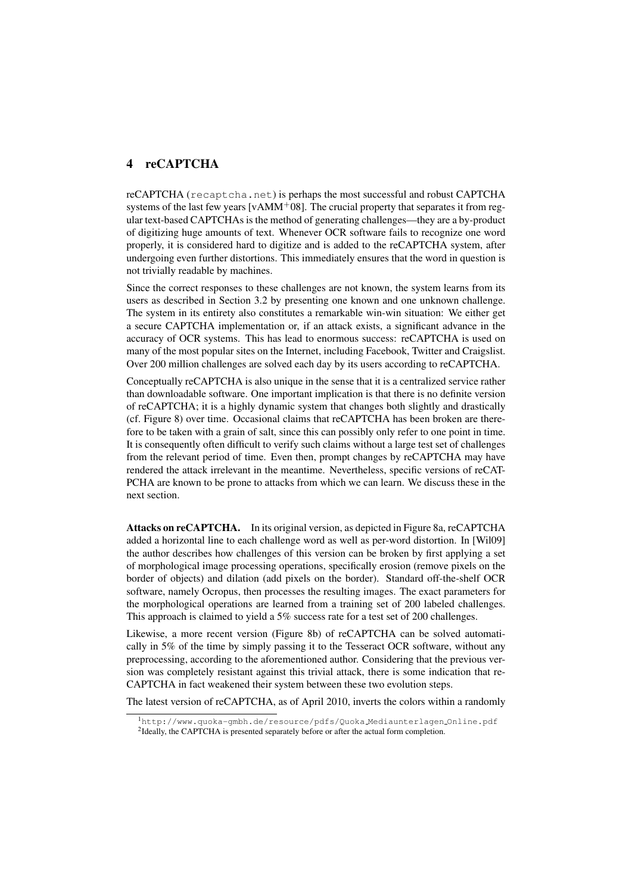## 4 reCAPTCHA

reCAPTCHA (recaptcha.net) is perhaps the most successful and robust CAPTCHA systems of the last few years [vAMM+08]. The crucial property that separates it from regular text-based CAPTCHAs is the method of generating challenges—they are a by-product of digitizing huge amounts of text. Whenever OCR software fails to recognize one word properly, it is considered hard to digitize and is added to the reCAPTCHA system, after undergoing even further distortions. This immediately ensures that the word in question is not trivially readable by machines.

Since the correct responses to these challenges are not known, the system learns from its users as described in Section 3.2 by presenting one known and one unknown challenge. The system in its entirety also constitutes a remarkable win-win situation: We either get a secure CAPTCHA implementation or, if an attack exists, a significant advance in the accuracy of OCR systems. This has lead to enormous success: reCAPTCHA is used on many of the most popular sites on the Internet, including Facebook, Twitter and Craigslist. Over 200 million challenges are solved each day by its users according to reCAPTCHA.

Conceptually reCAPTCHA is also unique in the sense that it is a centralized service rather than downloadable software. One important implication is that there is no definite version of reCAPTCHA; it is a highly dynamic system that changes both slightly and drastically (cf. Figure 8) over time. Occasional claims that reCAPTCHA has been broken are therefore to be taken with a grain of salt, since this can possibly only refer to one point in time. It is consequently often difficult to verify such claims without a large test set of challenges from the relevant period of time. Even then, prompt changes by reCAPTCHA may have rendered the attack irrelevant in the meantime. Nevertheless, specific versions of reCATPCHA are known to be prone to attacks from which we can learn. We discuss these in the next section.

**Attacks on reCAPTCHA.** In its original version, as depicted in Figure 8a, reCAPTCHA added a horizontal line to each challenge word as well as per-word distortion. In [Wil09] the author describes how challenges of this version can be broken by first applying a set of morphological image processing operations, specifically erosion (remove pixels on the border of objects) and dilation (add pixels on the border). Standard off-the-shelf OCR software, namely Ocropus, then processes the resulting images. The exact parameters for the morphological operations are learned from a training set of 200 labeled challenges. This approach is claimed to yield a 5% success rate for a test set of 200 challenges.

Likewise, a more recent version (Figure 8b) of reCAPTCHA can be solved automatically in 5% of the time by simply passing it to the Tesseract OCR software, without any preprocessing, according to the aforementioned author. Considering that the previous version was completely resistant against this trivial attack, there is some indication that reCAPTCHA in fact weakened their system between these two evolution steps.

The latest version of reCAPTCHA, as of April 2010, inverts the colors within a randomly

[1]http://www.quoka-gmbh.de/resource/pdfs/Quoka_Mediaunterlagen_Online.pdf

[2]Ideally, the CAPTCHA is presented separately before or after the actual form completion.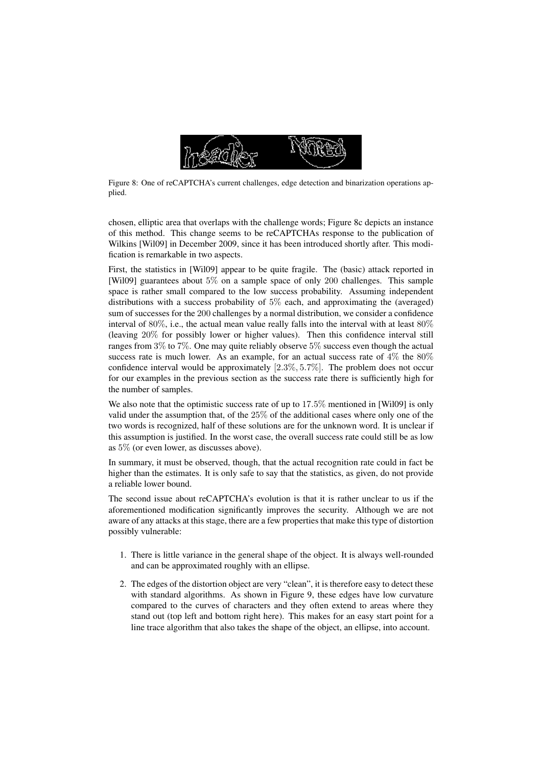Figure 8: One of reCAPTCHA's current challenges, edge detection and binarization operations applied.

chosen, elliptic area that overlaps with the challenge words; Figure 8c depicts an instance of this method. This change seems to be reCAPTCHAs response to the publication of Wilkins [Wil09] in December 2009, since it has been introduced shortly after. This modification is remarkable in two aspects.

First, the statistics in [Wil09] appear to be quite fragile. The (basic) attack reported in [Wil09] guarantees about $5\%$ on a sample space of only $200$ challenges. This sample space is rather small compared to the low success probability. Assuming independent distributions with a success probability of $5\%$ each, and approximating the (averaged) sum of successes for the $200$ challenges by a normal distribution, we consider a confidence interval of $80\%$, i.e., the actual mean value really falls into the interval with at least $80\%$ (leaving $20\%$ for possibly lower or higher values). Then this confidence interval still ranges from $3\%$ to $7\%$. One may quite reliably observe $5\%$ success even though the actual success rate is much lower. As an example, for an actual success rate of $4\%$ the $80\%$ confidence interval would be approximately $[2.3\%, 5.7\%]$. The problem does not occur for our examples in the previous section as the success rate there is sufficiently high for the number of samples.

We also note that the optimistic success rate of up to $17.5\%$ mentioned in [Wil09] is only valid under the assumption that, of the $25\%$ of the additional cases where only one of the two words is recognized, half of these solutions are for the unknown word. It is unclear if this assumption is justified. In the worst case, the overall success rate could still be as low as $5\%$ (or even lower, as discusses above).

In summary, it must be observed, though, that the actual recognition rate could in fact be higher than the estimates. It is only safe to say that the statistics, as given, do not provide a reliable lower bound.

The second issue about reCAPTCHA's evolution is that it is rather unclear to us if the aforementioned modification significantly improves the security. Although we are not aware of any attacks at this stage, there are a few properties that make this type of distortion possibly vulnerable:

1. There is little variance in the general shape of the object. It is always well-rounded and can be approximated roughly with an ellipse.
2. The edges of the distortion object are very "clean", it is therefore easy to detect these with standard algorithms. As shown in Figure 9, these edges have low curvature compared to the curves of characters and they often extend to areas where they stand out (top left and bottom right here). This makes for an easy start point for a line trace algorithm that also takes the shape of the object, an ellipse, into account.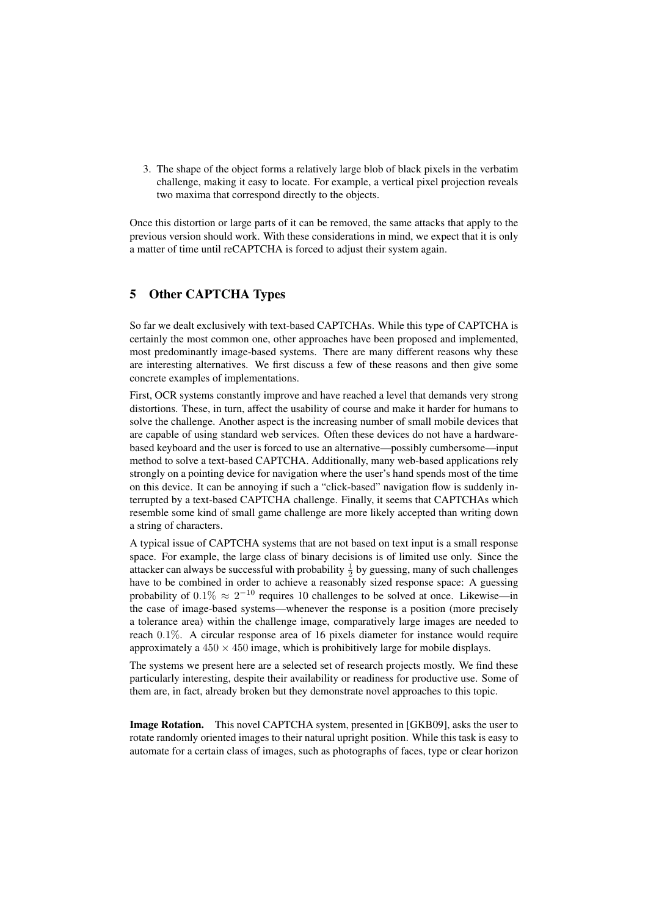3. The shape of the object forms a relatively large blob of black pixels in the verbatim challenge, making it easy to locate. For example, a vertical pixel projection reveals two maxima that correspond directly to the objects.

Once this distortion or large parts of it can be removed, the same attacks that apply to the previous version should work. With these considerations in mind, we expect that it is only a matter of time until reCAPTCHA is forced to adjust their system again.

## 5 Other CAPTCHA Types

So far we dealt exclusively with text-based CAPTCHAs. While this type of CAPTCHA is certainly the most common one, other approaches have been proposed and implemented, most predominantly image-based systems. There are many different reasons why these are interesting alternatives. We first discuss a few of these reasons and then give some concrete examples of implementations.

First, OCR systems constantly improve and have reached a level that demands very strong distortions. These, in turn, affect the usability of course and make it harder for humans to solve the challenge. Another aspect is the increasing number of small mobile devices that are capable of using standard web services. Often these devices do not have a hardware-based keyboard and the user is forced to use an alternative—possibly cumbersome—input method to solve a text-based CAPTCHA. Additionally, many web-based applications rely strongly on a pointing device for navigation where the user's hand spends most of the time on this device. It can be annoying if such a "click-based" navigation flow is suddenly interrupted by a text-based CAPTCHA challenge. Finally, it seems that CAPTCHAs which resemble some kind of small game challenge are more likely accepted than writing down a string of characters.

A typical issue of CAPTCHA systems that are not based on text input is a small response space. For example, the large class of binary decisions is of limited use only. Since the attacker can always be successful with probability $\frac{1}{2}$ by guessing, many of such challenges have to be combined in order to achieve a reasonably sized response space: A guessing probability of $0.1\% \approx 2^{-10}$ requires 10 challenges to be solved at once. Likewise—in the case of image-based systems—whenever the response is a position (more precisely a tolerance area) within the challenge image, comparatively large images are needed to reach $0.1\%$. A circular response area of 16 pixels diameter for instance would require approximately a $450 \times 450$ image, which is prohibitively large for mobile displays.

The systems we present here are a selected set of research projects mostly. We find these particularly interesting, despite their availability or readiness for productive use. Some of them are, in fact, already broken but they demonstrate novel approaches to this topic.

**Image Rotation.** This novel CAPTCHA system, presented in [GKB09], asks the user to rotate randomly oriented images to their natural upright position. While this task is easy to automate for a certain class of images, such as photographs of faces, type or clear horizon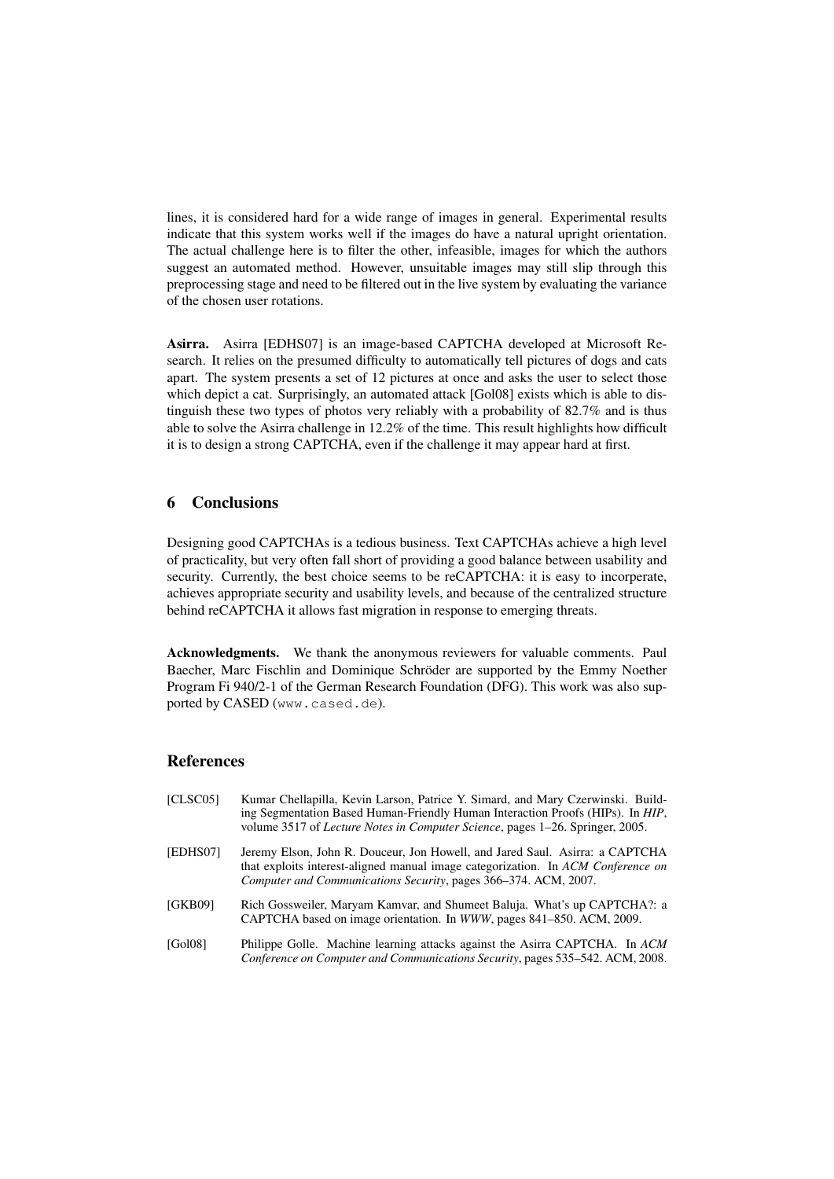lines, it is considered hard for a wide range of images in general. Experimental results indicate that this system works well if the images do have a natural upright orientation. The actual challenge here is to filter the other, infeasible, images for which the authors suggest an automated method. However, unsuitable images may still slip through this preprocessing stage and need to be filtered out in the live system by evaluating the variance of the chosen user rotations.

**Asirra.** Asirra [EDHS07] is an image-based CAPTCHA developed at Microsoft Research. It relies on the presumed difficulty to automatically tell pictures of dogs and cats apart. The system presents a set of 12 pictures at once and asks the user to select those which depict a cat. Surprisingly, an automated attack [Gol08] exists which is able to distinguish these two types of photos very reliably with a probability of 82.7% and is thus able to solve the Asirra challenge in 12.2% of the time. This result highlights how difficult it is to design a strong CAPTCHA, even if the challenge it may appear hard at first.

## 6 Conclusions

Designing good CAPTCHAs is a tedious business. Text CAPTCHAs achieve a high level of practicality, but very often fall short of providing a good balance between usability and security. Currently, the best choice seems to be reCAPTCHA: it is easy to incorperate, achieves appropriate security and usability levels, and because of the centralized structure behind reCAPTCHA it allows fast migration in response to emerging threats.

**Acknowledgments.** We thank the anonymous reviewers for valuable comments. Paul Baecher, Marc Fischlin and Dominique Schröder are supported by the Emmy Noether Program Fi 940/2-1 of the German Research Foundation (DFG). This work was also supported by CASED (`www.cased.de`).

## References

[CLSC05] Kumar Chellapilla, Kevin Larson, Patrice Y. Simard, and Mary Czerwinski. Building Segmentation Based Human-Friendly Human Interaction Proofs (HIPs). In *HIP*, volume 3517 of *Lecture Notes in Computer Science*, pages 1–26. Springer, 2005.

[EDHS07] Jeremy Elson, John R. Douceur, Jon Howell, and Jared Saul. Asirra: a CAPTCHA that exploits interest-aligned manual image categorization. In *ACM Conference on Computer and Communications Security*, pages 366–374. ACM, 2007.

[GKB09] Rich Gossweiler, Maryam Kamvar, and Shumeet Baluja. What's up CAPTCHA?: a CAPTCHA based on image orientation. In *WWW*, pages 841–850. ACM, 2009.

[Gol08] Philippe Golle. Machine learning attacks against the Asirra CAPTCHA. In *ACM Conference on Computer and Communications Security*, pages 535–542. ACM, 2008.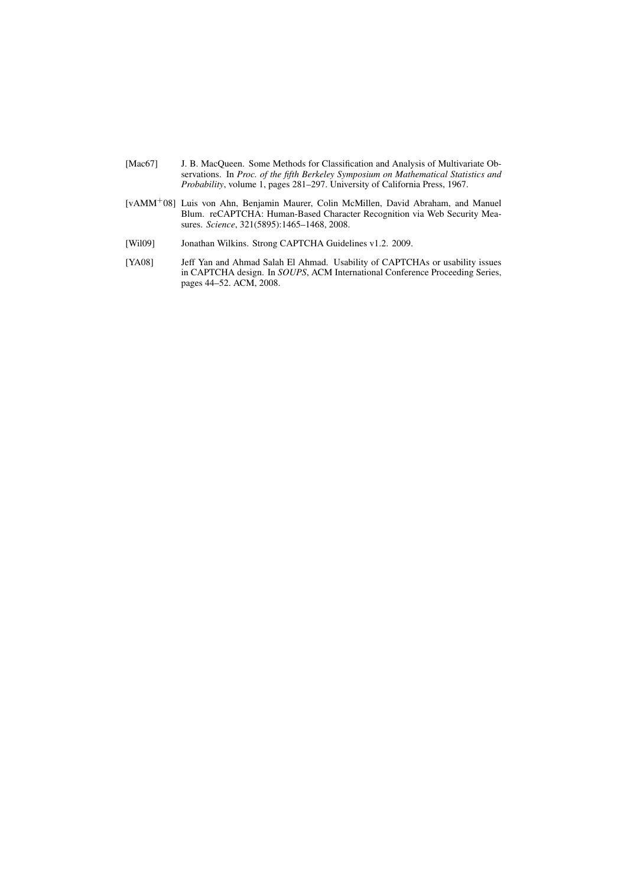[Mac67] J. B. MacQueen. Some Methods for Classification and Analysis of Multivariate Observations. In *Proc. of the fifth Berkeley Symposium on Mathematical Statistics and Probability*, volume 1, pages 281–297. University of California Press, 1967.

[vAMM+08] Luis von Ahn, Benjamin Maurer, Colin McMillen, David Abraham, and Manuel Blum. reCAPTCHA: Human-Based Character Recognition via Web Security Measures. *Science*, 321(5895):1465–1468, 2008.

[Wil09] Jonathan Wilkins. Strong CAPTCHA Guidelines v1.2. 2009.

[YA08] Jeff Yan and Ahmad Salah El Ahmad. Usability of CAPTCHAs or usability issues in CAPTCHA design. In *SOUPS*, ACM International Conference Proceeding Series, pages 44–52. ACM, 2008.